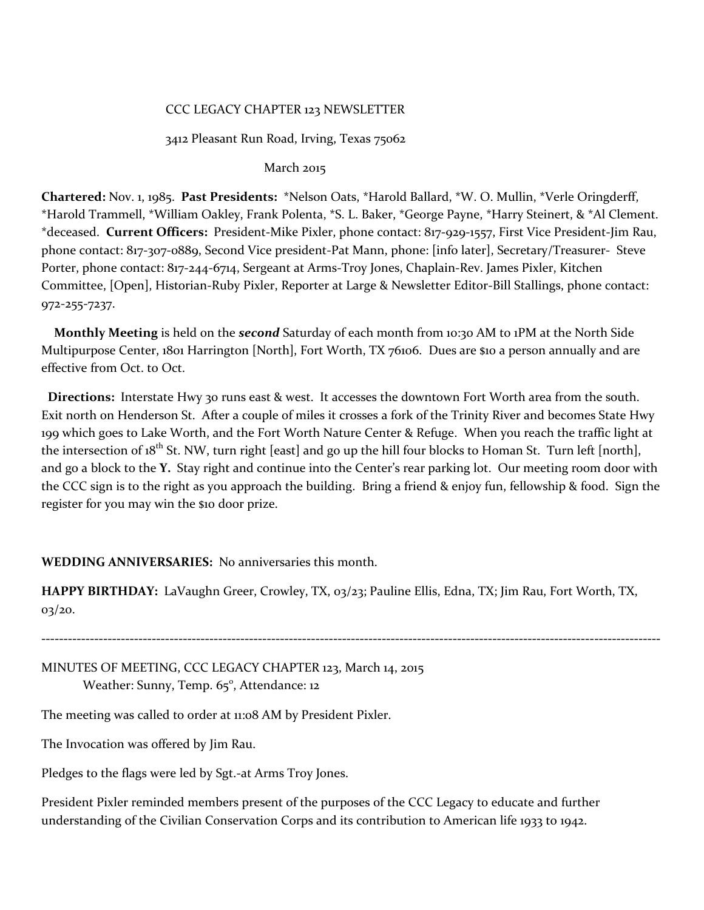CCC LEGACY CHAPTER 123 NEWSLETTER

3412 Pleasant Run Road, Irving, Texas 75062

March 2015

**Chartered:** Nov. 1, 1985. **Past Presidents:** *Nelson Oats, *Harold Ballard, *W. O. Mullin, *Verle Oringderff, *Harold Trammell, *William Oakley, Frank Polenta, *S. L. Baker, *George Payne, *Harry Steinert, & *Al Clement. *deceased. **Current Officers:** President-Mike Pixler, phone contact: 817-929-1557, First Vice President-Jim Rau, phone contact: 817-307-0889, Second Vice president-Pat Mann, phone: [info later], Secretary/Treasurer- Steve Porter, phone contact: 817-244-6714, Sergeant at Arms-Troy Jones, Chaplain-Rev. James Pixler, Kitchen Committee, [Open], Historian-Ruby Pixler, Reporter at Large & Newsletter Editor-Bill Stallings, phone contact: 972-255-7237.

**Monthly Meeting** is held on the ***second*** Saturday of each month from 10:30 AM to 1PM at the North Side Multipurpose Center, 1801 Harrington [North], Fort Worth, TX 76106. Dues are $10 a person annually and are effective from Oct. to Oct.

**Directions:** Interstate Hwy 30 runs east & west. It accesses the downtown Fort Worth area from the south. Exit north on Henderson St. After a couple of miles it crosses a fork of the Trinity River and becomes State Hwy 199 which goes to Lake Worth, and the Fort Worth Nature Center & Refuge. When you reach the traffic light at the intersection of 18th St. NW, turn right [east] and go up the hill four blocks to Homan St. Turn left [north], and go a block to the **Y.** Stay right and continue into the Center's rear parking lot. Our meeting room door with the CCC sign is to the right as you approach the building. Bring a friend & enjoy fun, fellowship & food. Sign the register for you may win the $10 door prize.

**WEDDING ANNIVERSARIES:** No anniversaries this month.

**HAPPY BIRTHDAY:** LaVaughn Greer, Crowley, TX, 03/23; Pauline Ellis, Edna, TX; Jim Rau, Fort Worth, TX, 03/20.

---

MINUTES OF MEETING, CCC LEGACY CHAPTER 123, March 14, 2015
Weather: Sunny, Temp. 65°, Attendance: 12

The meeting was called to order at 11:08 AM by President Pixler.

The Invocation was offered by Jim Rau.

Pledges to the flags were led by Sgt.-at Arms Troy Jones.

President Pixler reminded members present of the purposes of the CCC Legacy to educate and further understanding of the Civilian Conservation Corps and its contribution to American life 1933 to 1942.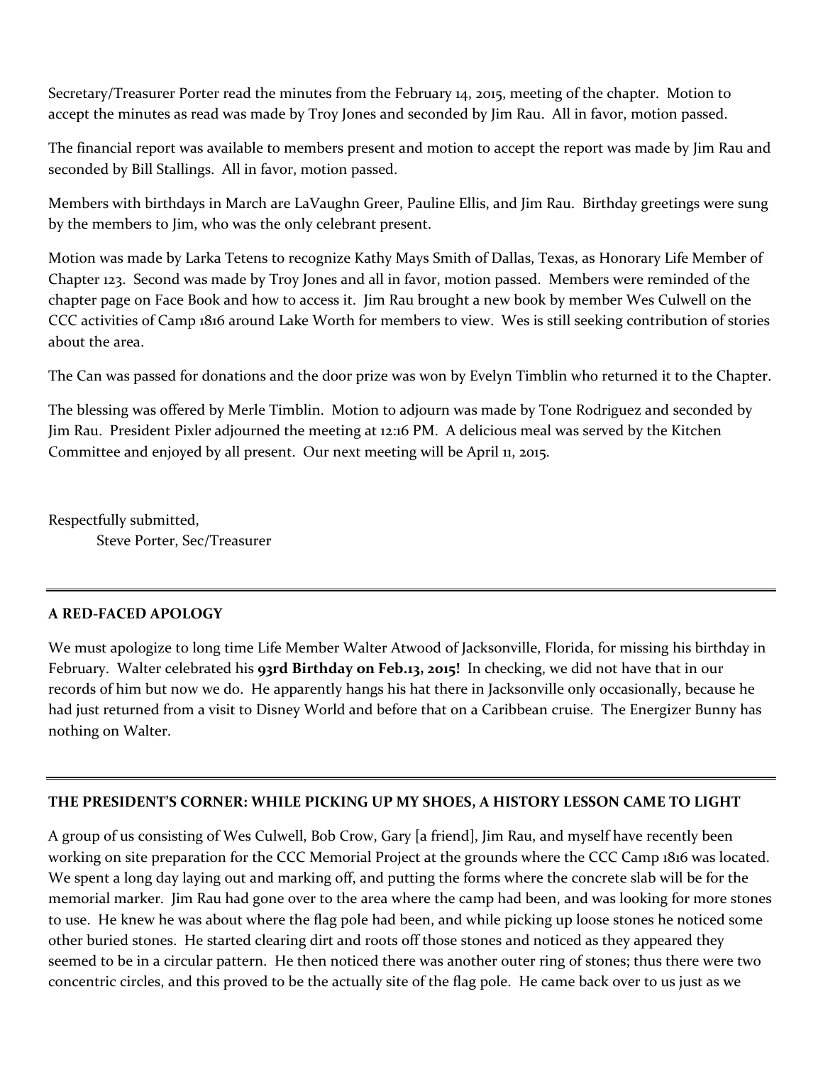Secretary/Treasurer Porter read the minutes from the February 14, 2015, meeting of the chapter. Motion to accept the minutes as read was made by Troy Jones and seconded by Jim Rau. All in favor, motion passed.

The financial report was available to members present and motion to accept the report was made by Jim Rau and seconded by Bill Stallings. All in favor, motion passed.

Members with birthdays in March are LaVaughn Greer, Pauline Ellis, and Jim Rau. Birthday greetings were sung by the members to Jim, who was the only celebrant present.

Motion was made by Larka Tetens to recognize Kathy Mays Smith of Dallas, Texas, as Honorary Life Member of Chapter 123. Second was made by Troy Jones and all in favor, motion passed. Members were reminded of the chapter page on Face Book and how to access it. Jim Rau brought a new book by member Wes Culwell on the CCC activities of Camp 1816 around Lake Worth for members to view. Wes is still seeking contribution of stories about the area.

The Can was passed for donations and the door prize was won by Evelyn Timblin who returned it to the Chapter.

The blessing was offered by Merle Timblin. Motion to adjourn was made by Tone Rodriguez and seconded by Jim Rau. President Pixler adjourned the meeting at 12:16 PM. A delicious meal was served by the Kitchen Committee and enjoyed by all present. Our next meeting will be April 11, 2015.

Respectfully submitted,
Steve Porter, Sec/Treasurer

---

**A RED-FACED APOLOGY**

We must apologize to long time Life Member Walter Atwood of Jacksonville, Florida, for missing his birthday in February. Walter celebrated his **93rd Birthday on Feb.13, 2015!** In checking, we did not have that in our records of him but now we do. He apparently hangs his hat there in Jacksonville only occasionally, because he had just returned from a visit to Disney World and before that on a Caribbean cruise. The Energizer Bunny has nothing on Walter.

---

**THE PRESIDENT'S CORNER: WHILE PICKING UP MY SHOES, A HISTORY LESSON CAME TO LIGHT**

A group of us consisting of Wes Culwell, Bob Crow, Gary [a friend], Jim Rau, and myself have recently been working on site preparation for the CCC Memorial Project at the grounds where the CCC Camp 1816 was located. We spent a long day laying out and marking off, and putting the forms where the concrete slab will be for the memorial marker. Jim Rau had gone over to the area where the camp had been, and was looking for more stones to use. He knew he was about where the flag pole had been, and while picking up loose stones he noticed some other buried stones. He started clearing dirt and roots off those stones and noticed as they appeared they seemed to be in a circular pattern. He then noticed there was another outer ring of stones; thus there were two concentric circles, and this proved to be the actually site of the flag pole. He came back over to us just as we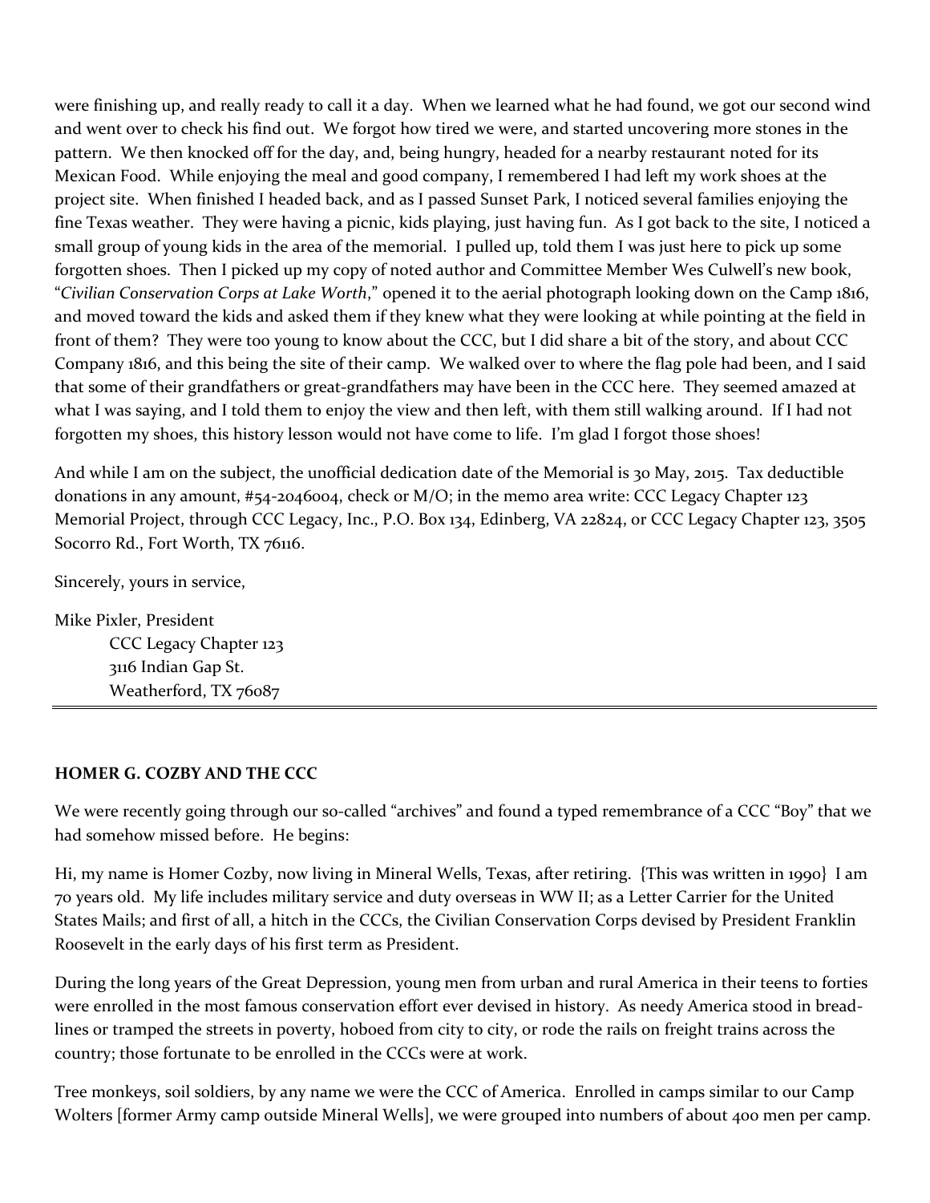were finishing up, and really ready to call it a day. When we learned what he had found, we got our second wind and went over to check his find out. We forgot how tired we were, and started uncovering more stones in the pattern. We then knocked off for the day, and, being hungry, headed for a nearby restaurant noted for its Mexican Food. While enjoying the meal and good company, I remembered I had left my work shoes at the project site. When finished I headed back, and as I passed Sunset Park, I noticed several families enjoying the fine Texas weather. They were having a picnic, kids playing, just having fun. As I got back to the site, I noticed a small group of young kids in the area of the memorial. I pulled up, told them I was just here to pick up some forgotten shoes. Then I picked up my copy of noted author and Committee Member Wes Culwell's new book, "*Civilian Conservation Corps at Lake Worth*," opened it to the aerial photograph looking down on the Camp 1816, and moved toward the kids and asked them if they knew what they were looking at while pointing at the field in front of them? They were too young to know about the CCC, but I did share a bit of the story, and about CCC Company 1816, and this being the site of their camp. We walked over to where the flag pole had been, and I said that some of their grandfathers or great-grandfathers may have been in the CCC here. They seemed amazed at what I was saying, and I told them to enjoy the view and then left, with them still walking around. If I had not forgotten my shoes, this history lesson would not have come to life. I'm glad I forgot those shoes!

And while I am on the subject, the unofficial dedication date of the Memorial is 30 May, 2015. Tax deductible donations in any amount, #54-2046004, check or M/O; in the memo area write: CCC Legacy Chapter 123 Memorial Project, through CCC Legacy, Inc., P.O. Box 134, Edinberg, VA 22824, or CCC Legacy Chapter 123, 3505 Socorro Rd., Fort Worth, TX 76116.

Sincerely, yours in service,

Mike Pixler, President
CCC Legacy Chapter 123
3116 Indian Gap St.
Weatherford, TX 76087

---

**HOMER G. COZBY AND THE CCC**

We were recently going through our so-called "archives" and found a typed remembrance of a CCC "Boy" that we had somehow missed before. He begins:

Hi, my name is Homer Cozby, now living in Mineral Wells, Texas, after retiring. {This was written in 1990} I am 70 years old. My life includes military service and duty overseas in WW II; as a Letter Carrier for the United States Mails; and first of all, a hitch in the CCCs, the Civilian Conservation Corps devised by President Franklin Roosevelt in the early days of his first term as President.

During the long years of the Great Depression, young men from urban and rural America in their teens to forties were enrolled in the most famous conservation effort ever devised in history. As needy America stood in bread-lines or tramped the streets in poverty, hoboed from city to city, or rode the rails on freight trains across the country; those fortunate to be enrolled in the CCCs were at work.

Tree monkeys, soil soldiers, by any name we were the CCC of America. Enrolled in camps similar to our Camp Wolters [former Army camp outside Mineral Wells], we were grouped into numbers of about 400 men per camp.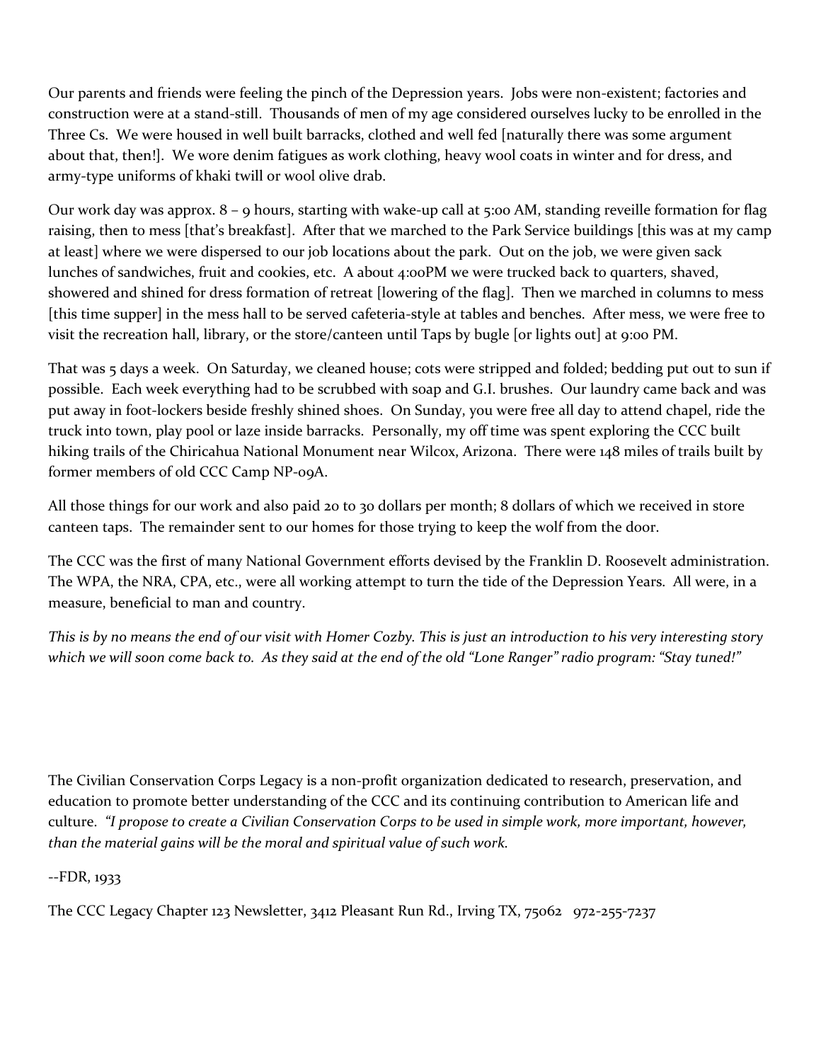Our parents and friends were feeling the pinch of the Depression years. Jobs were non-existent; factories and construction were at a stand-still. Thousands of men of my age considered ourselves lucky to be enrolled in the Three Cs. We were housed in well built barracks, clothed and well fed [naturally there was some argument about that, then!]. We wore denim fatigues as work clothing, heavy wool coats in winter and for dress, and army-type uniforms of khaki twill or wool olive drab.

Our work day was approx. 8 – 9 hours, starting with wake-up call at 5:00 AM, standing reveille formation for flag raising, then to mess [that's breakfast]. After that we marched to the Park Service buildings [this was at my camp at least] where we were dispersed to our job locations about the park. Out on the job, we were given sack lunches of sandwiches, fruit and cookies, etc. A about 4:00PM we were trucked back to quarters, shaved, showered and shined for dress formation of retreat [lowering of the flag]. Then we marched in columns to mess [this time supper] in the mess hall to be served cafeteria-style at tables and benches. After mess, we were free to visit the recreation hall, library, or the store/canteen until Taps by bugle [or lights out] at 9:00 PM.

That was 5 days a week. On Saturday, we cleaned house; cots were stripped and folded; bedding put out to sun if possible. Each week everything had to be scrubbed with soap and G.I. brushes. Our laundry came back and was put away in foot-lockers beside freshly shined shoes. On Sunday, you were free all day to attend chapel, ride the truck into town, play pool or laze inside barracks. Personally, my off time was spent exploring the CCC built hiking trails of the Chiricahua National Monument near Wilcox, Arizona. There were 148 miles of trails built by former members of old CCC Camp NP-09A.

All those things for our work and also paid 20 to 30 dollars per month; 8 dollars of which we received in store canteen taps. The remainder sent to our homes for those trying to keep the wolf from the door.

The CCC was the first of many National Government efforts devised by the Franklin D. Roosevelt administration. The WPA, the NRA, CPA, etc., were all working attempt to turn the tide of the Depression Years. All were, in a measure, beneficial to man and country.

*This is by no means the end of our visit with Homer Cozby. This is just an introduction to his very interesting story which we will soon come back to. As they said at the end of the old "Lone Ranger" radio program: "Stay tuned!"*

The Civilian Conservation Corps Legacy is a non-profit organization dedicated to research, preservation, and education to promote better understanding of the CCC and its continuing contribution to American life and culture. *"I propose to create a Civilian Conservation Corps to be used in simple work, more important, however, than the material gains will be the moral and spiritual value of such work.*

--FDR, 1933

The CCC Legacy Chapter 123 Newsletter, 3412 Pleasant Run Rd., Irving TX, 75062 972-255-7237